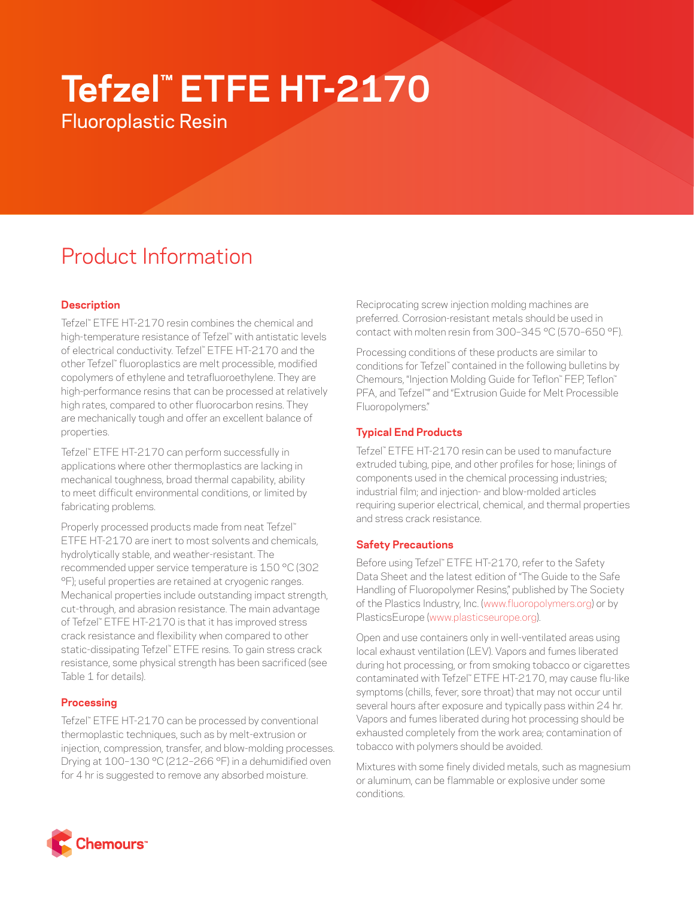# Tefzel™ ETFE HT-2170

## Fluoroplastic Resin

## Product Information

### Description

Tefzel™ ETFE HT-2170 resin combines the chemical and high-temperature resistance of Tefzel™ with antistatic levels of electrical conductivity. Tefzel™ ETFE HT-2170 and the other Tefzel™ fluoroplastics are melt processible, modified copolymers of ethylene and tetrafluoroethylene. They are high-performance resins that can be processed at relatively high rates, compared to other fluorocarbon resins. They are mechanically tough and offer an excellent balance of properties.

Tefzel™ ETFE HT-2170 can perform successfully in applications where other thermoplastics are lacking in mechanical toughness, broad thermal capability, ability to meet difficult environmental conditions, or limited by fabricating problems.

Properly processed products made from neat Tefzel™ ETFE HT-2170 are inert to most solvents and chemicals, hydrolytically stable, and weather-resistant. The recommended upper service temperature is 150 °C (302 °F); useful properties are retained at cryogenic ranges. Mechanical properties include outstanding impact strength, cut-through, and abrasion resistance. The main advantage of Tefzel™ ETFE HT-2170 is that it has improved stress crack resistance and flexibility when compared to other static-dissipating Tefzel™ ETFE resins. To gain stress crack resistance, some physical strength has been sacrificed (see Table 1 for details).

### Processing

Tefzel™ ETFE HT-2170 can be processed by conventional thermoplastic techniques, such as by melt-extrusion or injection, compression, transfer, and blow-molding processes. Drying at 100–130 °C (212–266 °F) in a dehumidified oven for 4 hr is suggested to remove any absorbed moisture.

Reciprocating screw injection molding machines are preferred. Corrosion-resistant metals should be used in contact with molten resin from 300–345 °C (570–650 °F).

Processing conditions of these products are similar to conditions for Tefzel™ contained in the following bulletins by Chemours, "Injection Molding Guide for Teflon™ FEP, Teflon™ PFA, and Tefzel™" and "Extrusion Guide for Melt Processible Fluoropolymers."

### Typical End Products

Tefzel™ ETFE HT-2170 resin can be used to manufacture extruded tubing, pipe, and other profiles for hose; linings of components used in the chemical processing industries; industrial film; and injection- and blow-molded articles requiring superior electrical, chemical, and thermal properties and stress crack resistance.

### Safety Precautions

Before using Tefzel™ ETFE HT-2170, refer to the Safety Data Sheet and the latest edition of "The Guide to the Safe Handling of Fluoropolymer Resins," published by The Society of the Plastics Industry, Inc. (www.fluoropolymers.org) or by PlasticsEurope (www.plasticseurope.org).

Open and use containers only in well-ventilated areas using local exhaust ventilation (LEV). Vapors and fumes liberated during hot processing, or from smoking tobacco or cigarettes contaminated with Tefzel™ ETFE HT-2170, may cause flu-like symptoms (chills, fever, sore throat) that may not occur until several hours after exposure and typically pass within 24 hr. Vapors and fumes liberated during hot processing should be exhausted completely from the work area; contamination of tobacco with polymers should be avoided.

Mixtures with some finely divided metals, such as magnesium or aluminum, can be flammable or explosive under some conditions.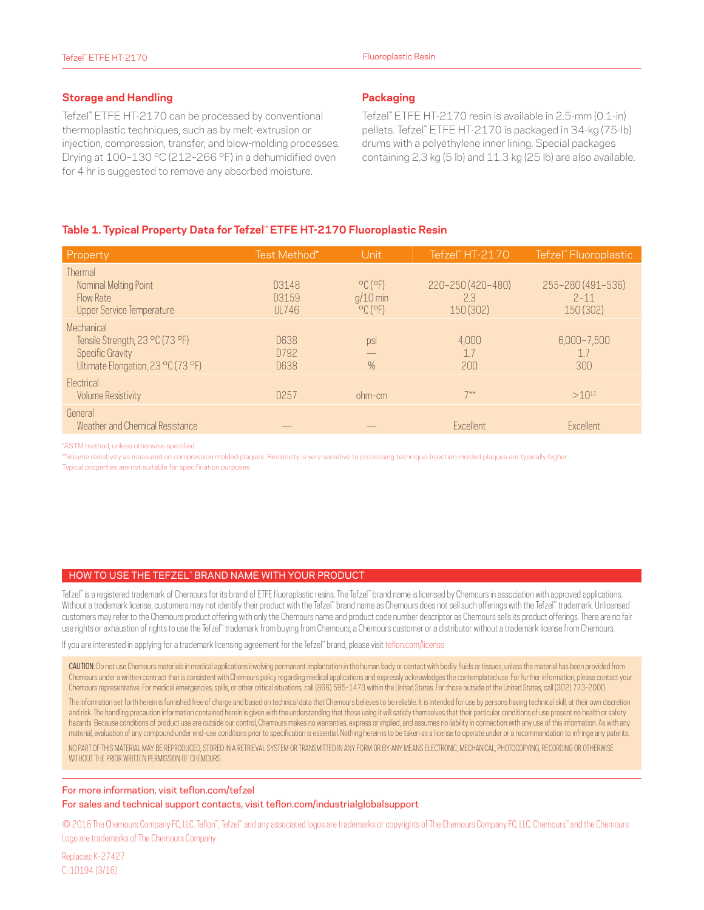## Storage and Handling

Tefzel™ ETFE HT-2170 can be processed by conventional thermoplastic techniques, such as by melt-extrusion or injection, compression, transfer, and blow-molding processes. Drying at 100–130 °C (212–266 °F) in a dehumidified oven for 4 hr is suggested to remove any absorbed moisture.

## Packaging

Tefzel™ ETFE HT-2170 resin is available in 2.5-mm (0.1-in) pellets. Tefzel™ ETFE HT-2170 is packaged in 34-kg (75-lb) drums with a polyethylene inner lining. Special packages containing 2.3 kg (5 lb) and 11.3 kg (25 lb) are also available.

### Table 1. Typical Property Data for Tefzel™ ETFE HT-2170 Fluoroplastic Resin

| Property | Test Method* | Unit | Tefzel™ HT-2170 | Tefzel™ Fluoroplastic |
|---|---|---|---|---|
| **Thermal** | | | | |
| Nominal Melting Point | D3148 | °C (°F) | 220–250 (420–480) | 255–280 (491–536) |
| Flow Rate | D3159 | g/10 min | 2.3 | 2–11 |
| Upper Service Temperature | UL746 | °C (°F) | 150 (302) | 150 (302) |
| **Mechanical** | | | | |
| Tensile Strength, 23 °C (73 °F) | D638 | psi | 4,000 | 6,000–7,500 |
| Specific Gravity | D792 | — | 1.7 | 1.7 |
| Ultimate Elongation, 23 °C (73 °F) | D638 | % | 200 | 300 |
| **Electrical** | | | | |
| Volume Resistivity | D257 | ohm-cm | 7** | $>10^{17}$ |
| **General** | | | | |
| Weather and Chemical Resistance | — | — | Excellent | Excellent |

*ASTM method, unless otherwise specified

**Volume resistivity as measured on compression molded plaques. Resistivity is very sensitive to processing technique. Injection molded plaques are typically higher.

Typical properties are not suitable for specification purposes.

## HOW TO USE THE TEFZEL™ BRAND NAME WITH YOUR PRODUCT

Tefzel™ is a registered trademark of Chemours for its brand of ETFE fluoroplastic resins. The Tefzel™ brand name is licensed by Chemours in association with approved applications. Without a trademark license, customers may not identify their product with the Tefzel™ brand name as Chemours does not sell such offerings with the Tefzel™ trademark. Unlicensed customers may refer to the Chemours product offering with only the Chemours name and product code number descriptor as Chemours sells its product offerings. There are no fair use rights or exhaustion of rights to use the Tefzel™ trademark from buying from Chemours, a Chemours customer or a distributor without a trademark license from Chemours.

If you are interested in applying for a trademark licensing agreement for the Tefzel™ brand, please visit teflon.com/license

CAUTION: Do not use Chemours materials in medical applications involving permanent implantation in the human body or contact with bodily fluids or tissues, unless the material has been provided from Chemours under a written contract that is consistent with Chemours policy regarding medical applications and expressly acknowledges the contemplated use. For further information, please contact your Chemours representative. For medical emergencies, spills, or other critical situations, call (866) 595-1473 within the United States. For those outside of the United States, call (302) 773-2000.

The information set forth herein is furnished free of charge and based on technical data that Chemours believes to be reliable. It is intended for use by persons having technical skill, at their own discretion and risk. The handling precaution information contained herein is given with the understanding that those using it will satisfy themselves that their particular conditions of use present no health or safety hazards. Because conditions of product use are outside our control, Chemours makes no warranties, express or implied, and assumes no liability in connection with any use of this information. As with any material, evaluation of any compound under end-use conditions prior to specification is essential. Nothing herein is to be taken as a license to operate under or a recommendation to infringe any patents.

NO PART OF THIS MATERIAL MAY BE REPRODUCED, STORED IN A RETRIEVAL SYSTEM OR TRANSMITTED IN ANY FORM OR BY ANY MEANS ELECTRONIC, MECHANICAL, PHOTOCOPYING, RECORDING OR OTHERWISE WITHOUT THE PRIOR WRITTEN PERMISSION OF CHEMOURS.

For more information, visit teflon.com/tefzel

For sales and technical support contacts, visit teflon.com/industrialglobalsupport

© 2016 The Chemours Company FC, LLC. Teflon™, Tefzel™ and any associated logos are trademarks or copyrights of The Chemours Company FC, LLC. Chemours™ and the Chemours Logo are trademarks of The Chemours Company.

Replaces: K-27427
C-10194 (3/16)